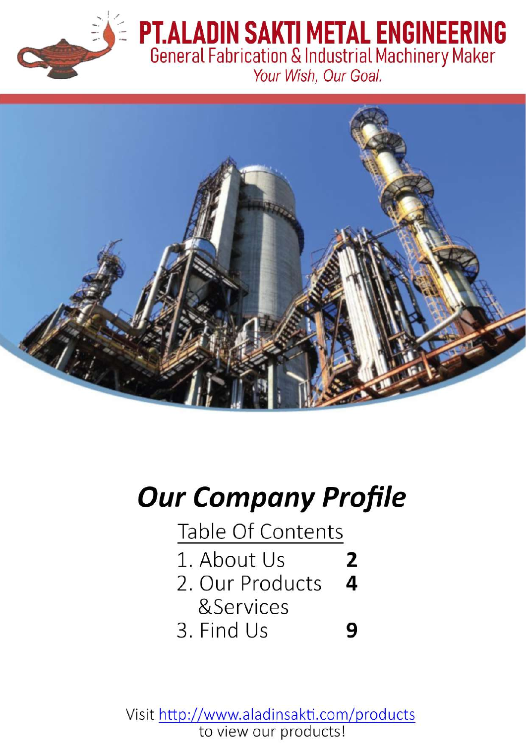# PT.ALADIN SAKTI METAL ENGINEERING

General Fabrication & Industrial Machinery Maker

*Your Wish, Our Goal.*

## *Our Company Profile*

Table Of Contents

| | |
|---|---|
| 1. About Us | **2** |
| 2. Our Products &Services | **4** |
| 3. Find Us | **9** |

Visit http://www.aladinsakti.com/products to view our products!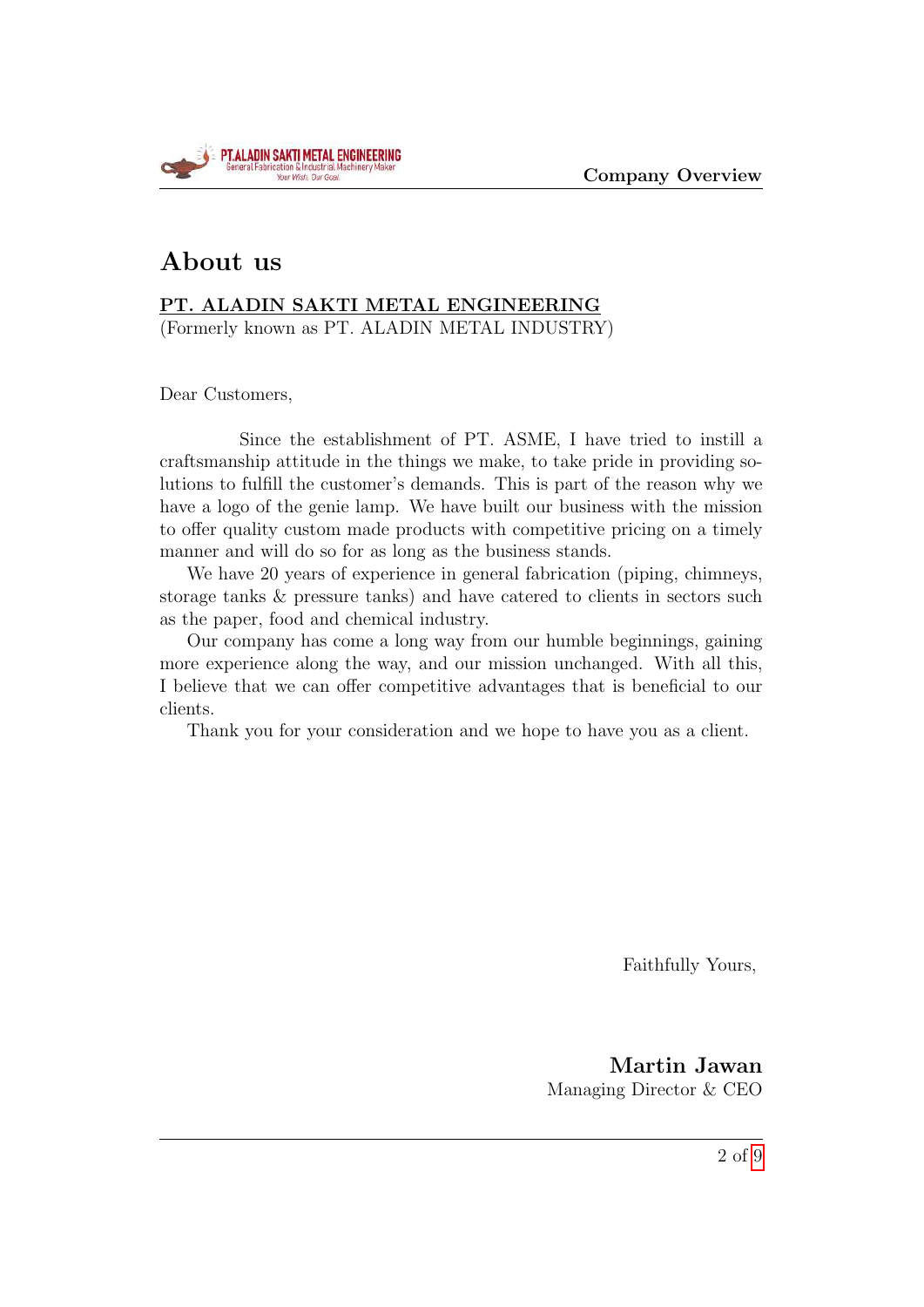# About us

**PT. ALADIN SAKTI METAL ENGINEERING**
(Formerly known as PT. ALADIN METAL INDUSTRY)

Dear Customers,

Since the establishment of PT. ASME, I have tried to instill a craftsmanship attitude in the things we make, to take pride in providing solutions to fulfill the customer's demands. This is part of the reason why we have a logo of the genie lamp. We have built our business with the mission to offer quality custom made products with competitive pricing on a timely manner and will do so for as long as the business stands.

We have 20 years of experience in general fabrication (piping, chimneys, storage tanks & pressure tanks) and have catered to clients in sectors such as the paper, food and chemical industry.

Our company has come a long way from our humble beginnings, gaining more experience along the way, and our mission unchanged. With all this, I believe that we can offer competitive advantages that is beneficial to our clients.

Thank you for your consideration and we hope to have you as a client.

Faithfully Yours,

**Martin Jawan**
Managing Director & CEO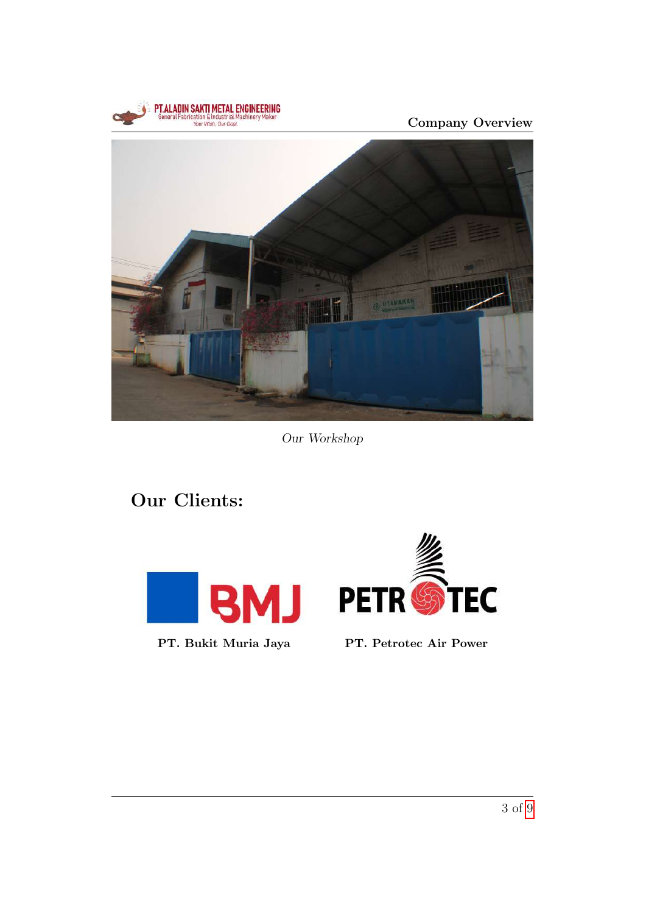*Our Workshop*

## Our Clients:

**PT. Bukit Muria Jaya**

**PT. Petrotec Air Power**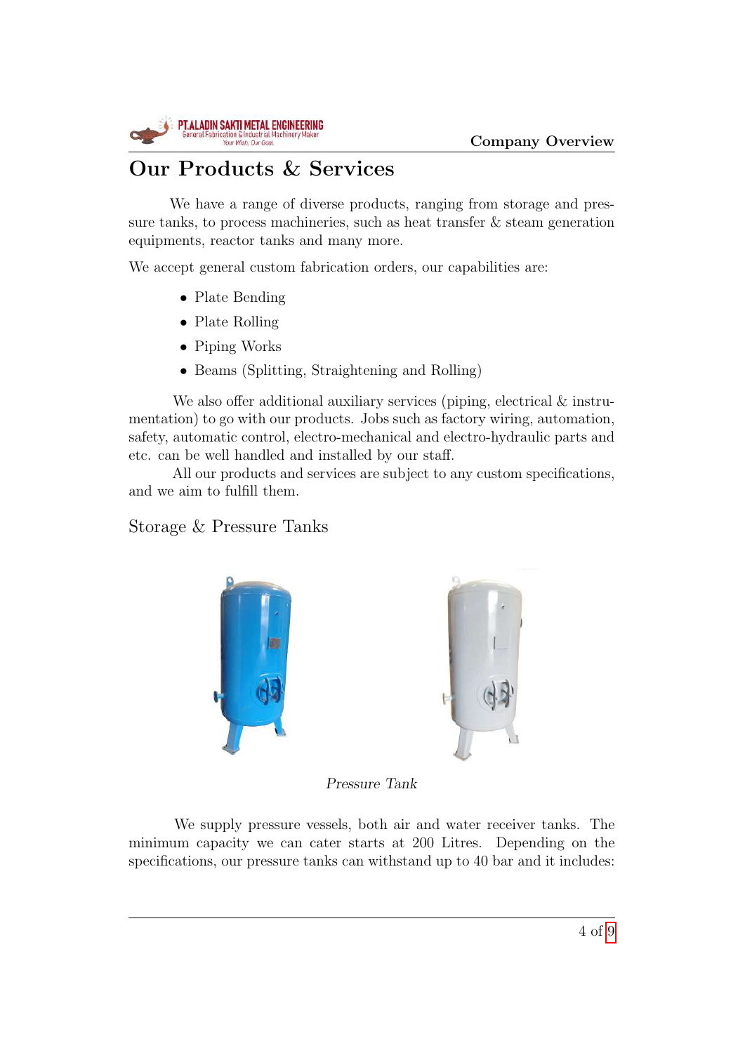# Our Products & Services

We have a range of diverse products, ranging from storage and pressure tanks, to process machineries, such as heat transfer & steam generation equipments, reactor tanks and many more.

We accept general custom fabrication orders, our capabilities are:

- Plate Bending
- Plate Rolling
- Piping Works
- Beams (Splitting, Straightening and Rolling)

We also offer additional auxiliary services (piping, electrical & instrumentation) to go with our products. Jobs such as factory wiring, automation, safety, automatic control, electro-mechanical and electro-hydraulic parts and etc. can be well handled and installed by our staff.

All our products and services are subject to any custom specifications, and we aim to fulfill them.

## Storage & Pressure Tanks

*Pressure Tank*

We supply pressure vessels, both air and water receiver tanks. The minimum capacity we can cater starts at 200 Litres. Depending on the specifications, our pressure tanks can withstand up to 40 bar and it includes: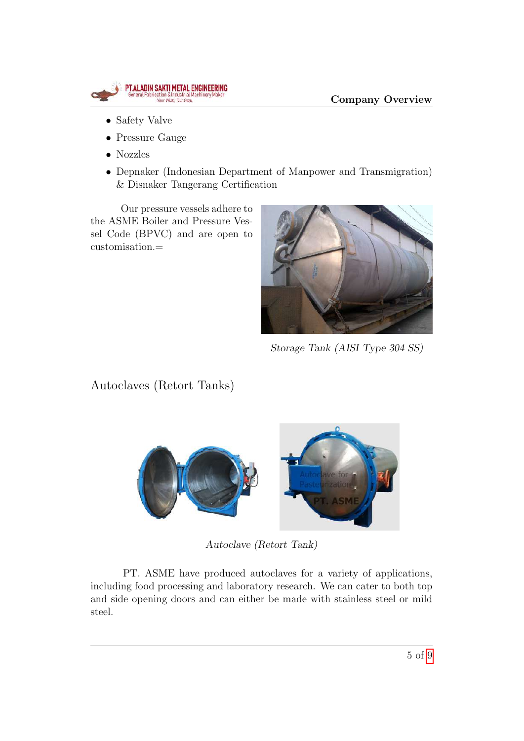- Safety Valve
- Pressure Gauge
- Nozzles
- Depnaker (Indonesian Department of Manpower and Transmigration) & Disnaker Tangerang Certification

Our pressure vessels adhere to the ASME Boiler and Pressure Vessel Code (BPVC) and are open to customisation.=

*Storage Tank (AISI Type 304 SS)*

## Autoclaves (Retort Tanks)

*Autoclave (Retort Tank)*

PT. ASME have produced autoclaves for a variety of applications, including food processing and laboratory research. We can cater to both top and side opening doors and can either be made with stainless steel or mild steel.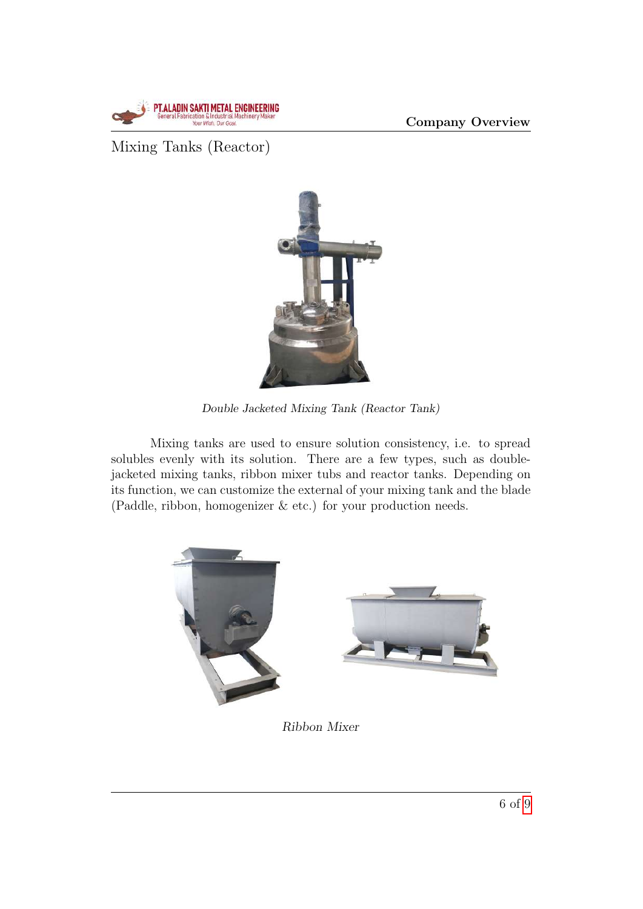## Mixing Tanks (Reactor)

*Double Jacketed Mixing Tank (Reactor Tank)*

Mixing tanks are used to ensure solution consistency, i.e. to spread solubles evenly with its solution. There are a few types, such as double-jacketed mixing tanks, ribbon mixer tubs and reactor tanks. Depending on its function, we can customize the external of your mixing tank and the blade (Paddle, ribbon, homogenizer & etc.) for your production needs.

*Ribbon Mixer*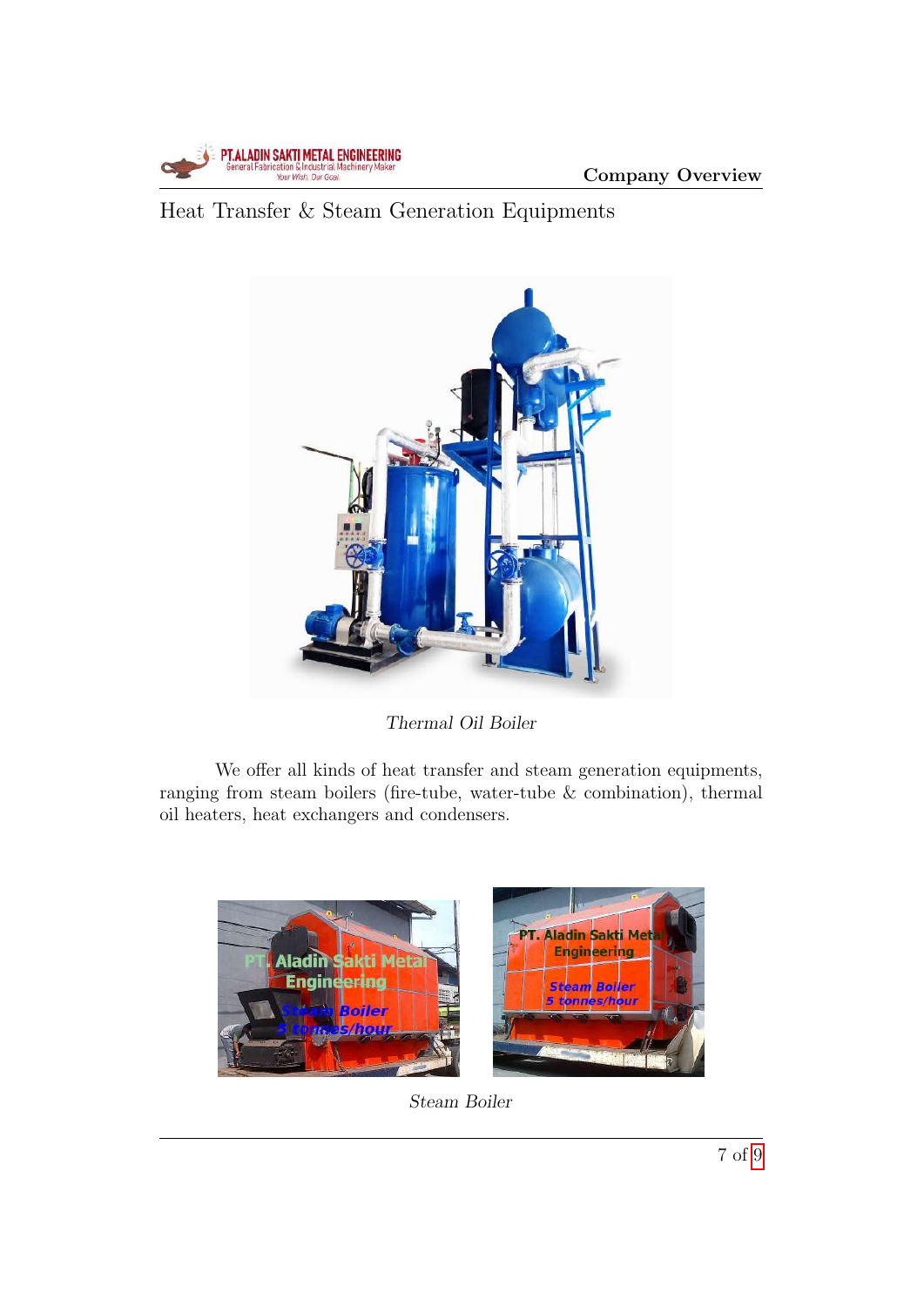## Heat Transfer & Steam Generation Equipments

*Thermal Oil Boiler*

We offer all kinds of heat transfer and steam generation equipments, ranging from steam boilers (fire-tube, water-tube & combination), thermal oil heaters, heat exchangers and condensers.

*Steam Boiler*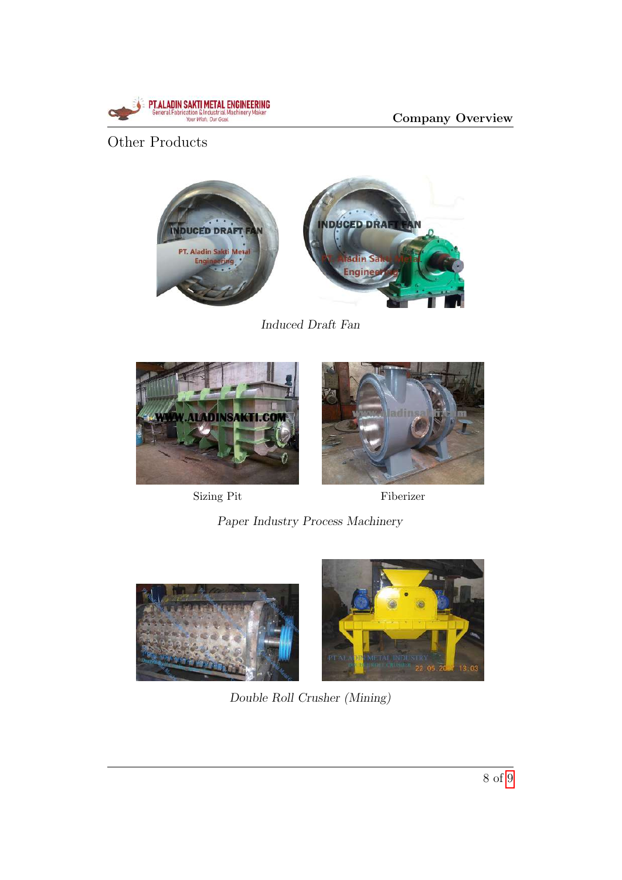## Other Products

*Induced Draft Fan*

Sizing Pit

Fiberizer

*Paper Industry Process Machinery*

*Double Roll Crusher (Mining)*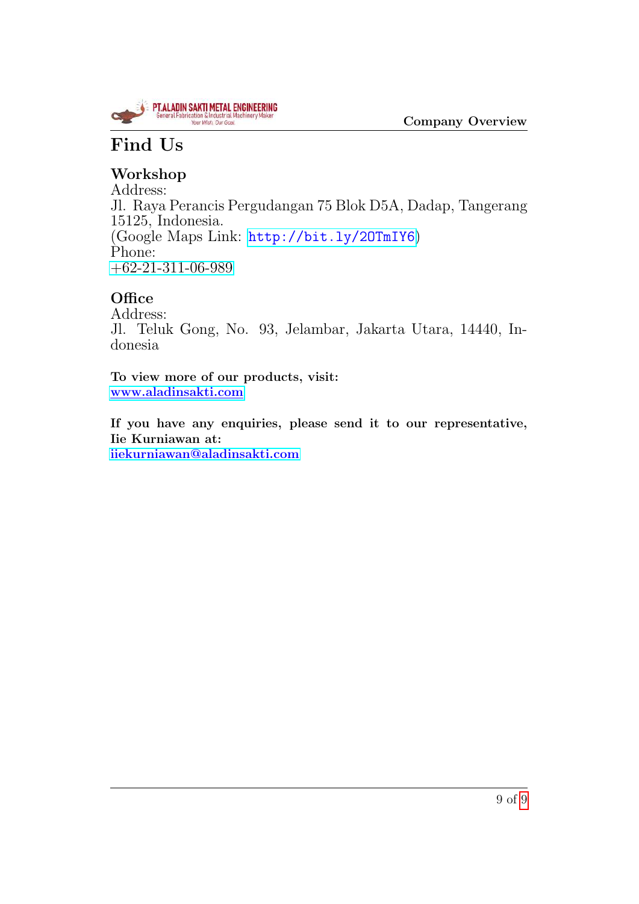# Find Us

## Workshop

Address:
Jl. Raya Perancis Pergudangan 75 Blok D5A, Dadap, Tangerang 15125, Indonesia.
(Google Maps Link: http://bit.ly/2OTmIY6)
Phone:
+62-21-311-06-989

## Office

Address:
Jl. Teluk Gong, No. 93, Jelambar, Jakarta Utara, 14440, Indonesia

**To view more of our products, visit:**
**www.aladinsakti.com**

**If you have any enquiries, please send it to our representative, Iie Kurniawan at:**
**iiekurniawan@aladinsakti.com**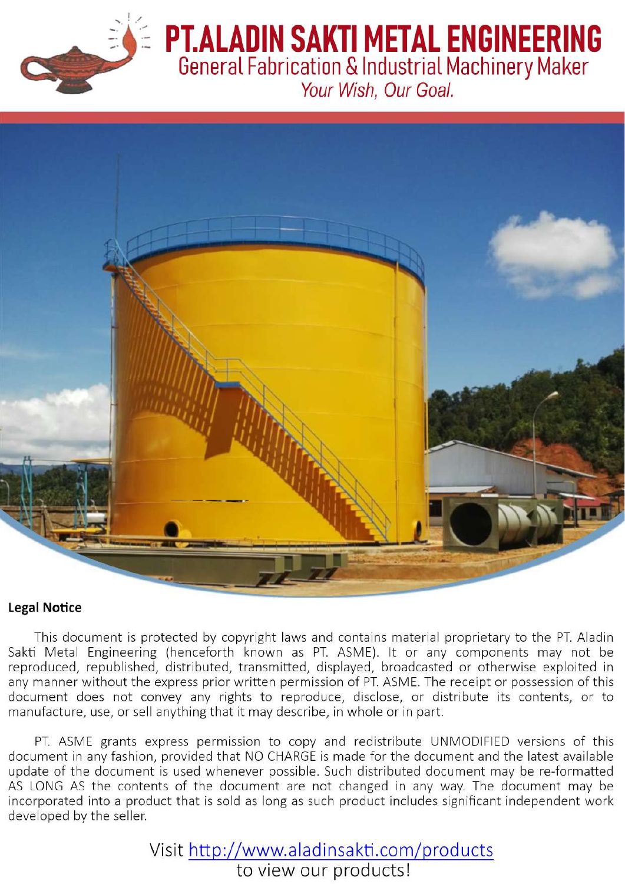# PT.ALADIN SAKTI METAL ENGINEERING

General Fabrication & Industrial Machinery Maker

*Your Wish, Our Goal.*

**Legal Notice**

This document is protected by copyright laws and contains material proprietary to the PT. Aladin Sakti Metal Engineering (henceforth known as PT. ASME). It or any components may not be reproduced, republished, distributed, transmitted, displayed, broadcasted or otherwise exploited in any manner without the express prior written permission of PT. ASME. The receipt or possession of this document does not convey any rights to reproduce, disclose, or distribute its contents, or to manufacture, use, or sell anything that it may describe, in whole or in part.

PT. ASME grants express permission to copy and redistribute UNMODIFIED versions of this document in any fashion, provided that NO CHARGE is made for the document and the latest available update of the document is used whenever possible. Such distributed document may be re-formatted AS LONG AS the contents of the document are not changed in any way. The document may be incorporated into a product that is sold as long as such product includes significant independent work developed by the seller.

Visit [http://www.aladinsakti.com/products](http://www.aladinsakti.com/products)
to view our products!